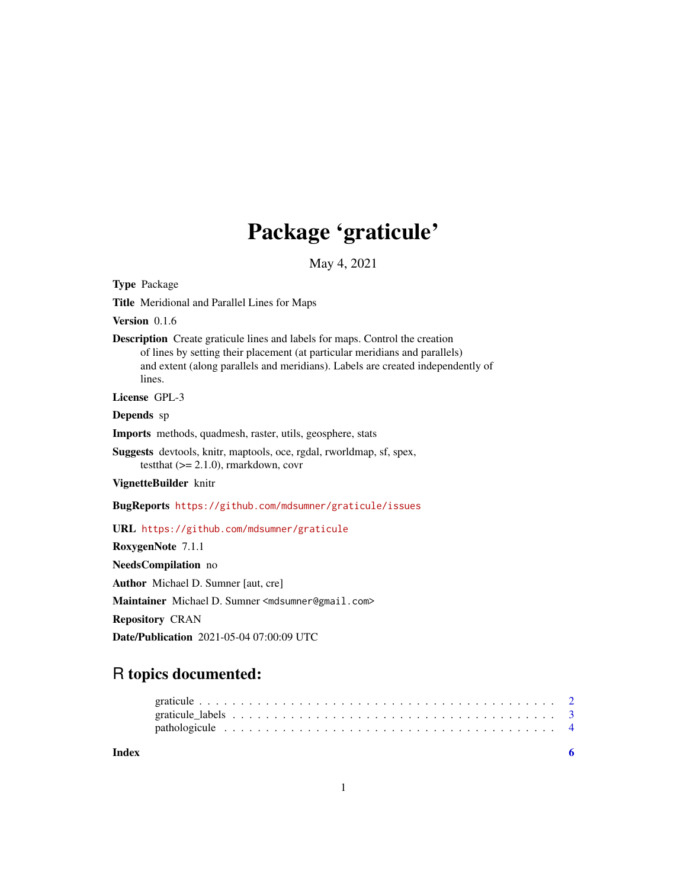# Package 'graticule'

May 4, 2021

**Type** Package

**Title** Meridional and Parallel Lines for Maps

**Version** 0.1.6

**Description** Create graticule lines and labels for maps. Control the creation of lines by setting their placement (at particular meridians and parallels) and extent (along parallels and meridians). Labels are created independently of lines.

**License** GPL-3

**Depends** sp

**Imports** methods, quadmesh, raster, utils, geosphere, stats

**Suggests** devtools, knitr, maptools, oce, rgdal, rworldmap, sf, spex, testthat (>= 2.1.0), rmarkdown, covr

**VignetteBuilder** knitr

**BugReports** https://github.com/mdsumner/graticule/issues

**URL** https://github.com/mdsumner/graticule

**RoxygenNote** 7.1.1

**NeedsCompilation** no

**Author** Michael D. Sumner [aut, cre]

**Maintainer** Michael D. Sumner <mdsumner@gmail.com>

**Repository** CRAN

**Date/Publication** 2021-05-04 07:00:09 UTC

## R topics documented:

graticule . . . . . . . . . . . . . . . . . . . . . . . . . . . . . . . . . . . . . . . . . . 2
graticule_labels . . . . . . . . . . . . . . . . . . . . . . . . . . . . . . . . . . . . . . . 3
pathologicule . . . . . . . . . . . . . . . . . . . . . . . . . . . . . . . . . . . . . . . . 4

**Index** **6**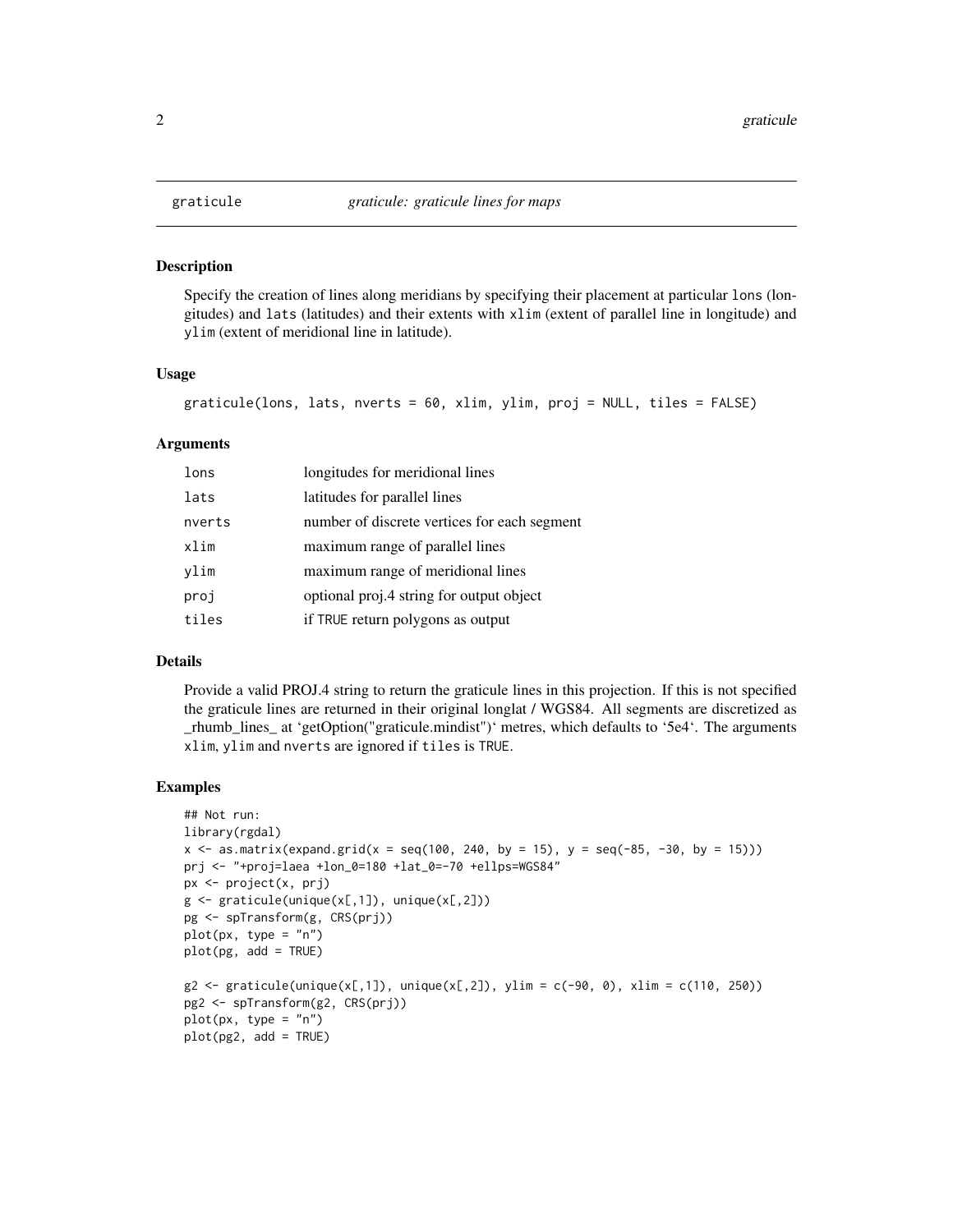## graticule — *graticule: graticule lines for maps*

### Description

Specify the creation of lines along meridians by specifying their placement at particular `lons` (longitudes) and `lats` (latitudes) and their extents with `xlim` (extent of parallel line in longitude) and `ylim` (extent of meridional line in latitude).

### Usage

```
graticule(lons, lats, nverts = 60, xlim, ylim, proj = NULL, tiles = FALSE)
```

### Arguments

| | |
|---|---|
| `lons` | longitudes for meridional lines |
| `lats` | latitudes for parallel lines |
| `nverts` | number of discrete vertices for each segment |
| `xlim` | maximum range of parallel lines |
| `ylim` | maximum range of meridional lines |
| `proj` | optional proj.4 string for output object |
| `tiles` | if `TRUE` return polygons as output |

### Details

Provide a valid PROJ.4 string to return the graticule lines in this projection. If this is not specified the graticule lines are returned in their original longlat / WGS84. All segments are discretized as _rhumb_lines_ at 'getOption("graticule.mindist")' metres, which defaults to '5e4'. The arguments `xlim`, `ylim` and `nverts` are ignored if `tiles` is `TRUE`.

### Examples

```
## Not run:
library(rgdal)
x <- as.matrix(expand.grid(x = seq(100, 240, by = 15), y = seq(-85, -30, by = 15)))
prj <- "+proj=laea +lon_0=180 +lat_0=-70 +ellps=WGS84"
px <- project(x, prj)
g <- graticule(unique(x[,1]), unique(x[,2]))
pg <- spTransform(g, CRS(prj))
plot(px, type = "n")
plot(pg, add = TRUE)

g2 <- graticule(unique(x[,1]), unique(x[,2]), ylim = c(-90, 0), xlim = c(110, 250))
pg2 <- spTransform(g2, CRS(prj))
plot(px, type = "n")
plot(pg2, add = TRUE)
```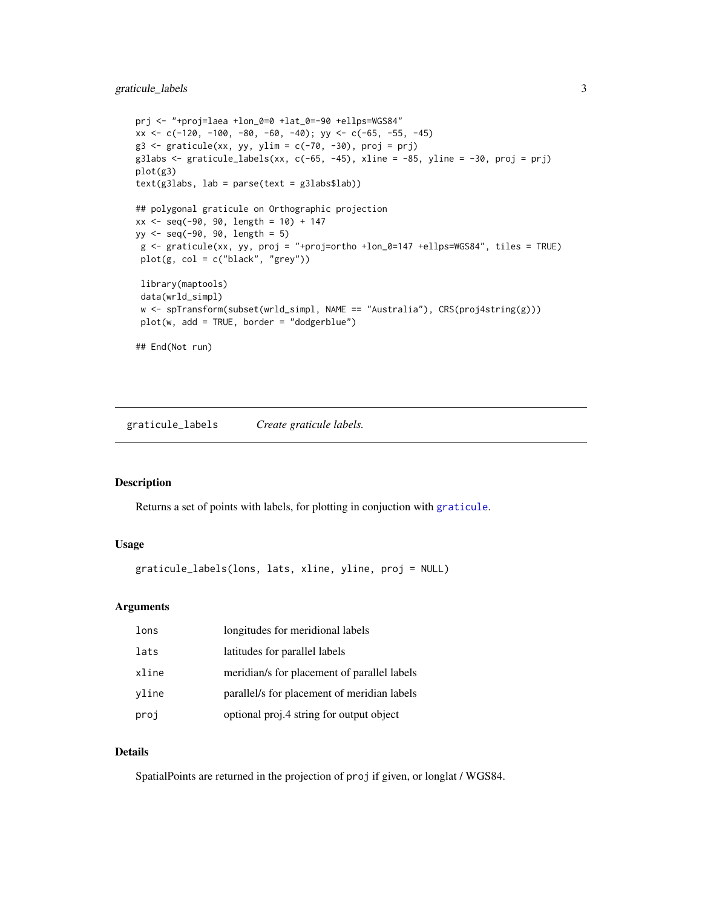```
prj <- "+proj=laea +lon_0=0 +lat_0=-90 +ellps=WGS84"
xx <- c(-120, -100, -80, -60, -40); yy <- c(-65, -55, -45)
g3 <- graticule(xx, yy, ylim = c(-70, -30), proj = prj)
g3labs <- graticule_labels(xx, c(-65, -45), xline = -85, yline = -30, proj = prj)
plot(g3)
text(g3labs, lab = parse(text = g3labs$lab))

## polygonal graticule on Orthographic projection
xx <- seq(-90, 90, length = 10) + 147
yy <- seq(-90, 90, length = 5)
 g <- graticule(xx, yy, proj = "+proj=ortho +lon_0=147 +ellps=WGS84", tiles = TRUE)
 plot(g, col = c("black", "grey"))

 library(maptools)
 data(wrld_simpl)
 w <- spTransform(subset(wrld_simpl, NAME == "Australia"), CRS(proj4string(g)))
 plot(w, add = TRUE, border = "dodgerblue")

## End(Not run)
```

## graticule_labels    *Create graticule labels.*

### Description

Returns a set of points with labels, for plotting in conjuction with `graticule`.

### Usage

```
graticule_labels(lons, lats, xline, yline, proj = NULL)
```

### Arguments

| | |
|---|---|
| `lons` | longitudes for meridional labels |
| `lats` | latitudes for parallel labels |
| `xline` | meridian/s for placement of parallel labels |
| `yline` | parallel/s for placement of meridian labels |
| `proj` | optional proj.4 string for output object |

### Details

SpatialPoints are returned in the projection of `proj` if given, or longlat / WGS84.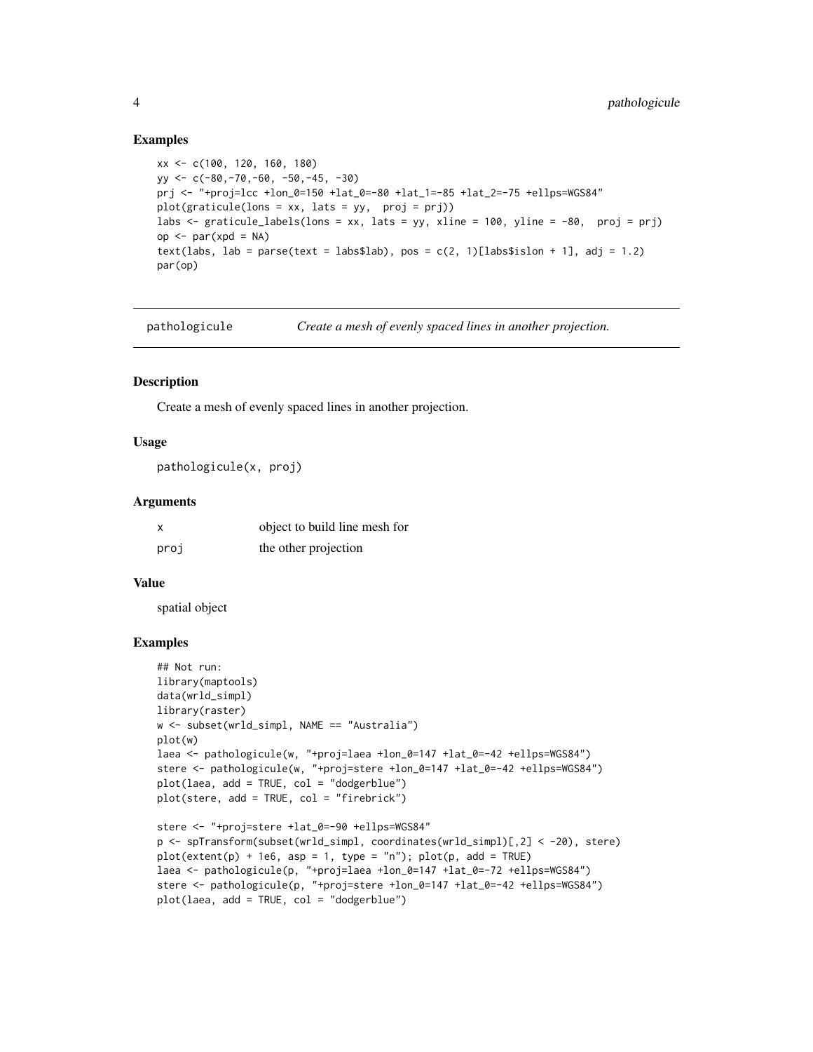## Examples

```
xx <- c(100, 120, 160, 180)
yy <- c(-80,-70,-60, -50,-45, -30)
prj <- "+proj=lcc +lon_0=150 +lat_0=-80 +lat_1=-85 +lat_2=-75 +ellps=WGS84"
plot(graticule(lons = xx, lats = yy,  proj = prj))
labs <- graticule_labels(lons = xx, lats = yy, xline = 100, yline = -80,  proj = prj)
op <- par(xpd = NA)
text(labs, lab = parse(text = labs$lab), pos = c(2, 1)[labs$islon + 1], adj = 1.2)
par(op)
```

---

# pathologicule — *Create a mesh of evenly spaced lines in another projection.*

## Description

Create a mesh of evenly spaced lines in another projection.

## Usage

```
pathologicule(x, proj)
```

## Arguments

| | |
|---|---|
| x | object to build line mesh for |
| proj | the other projection |

## Value

spatial object

## Examples

```
## Not run:
library(maptools)
data(wrld_simpl)
library(raster)
w <- subset(wrld_simpl, NAME == "Australia")
plot(w)
laea <- pathologicule(w, "+proj=laea +lon_0=147 +lat_0=-42 +ellps=WGS84")
stere <- pathologicule(w, "+proj=stere +lon_0=147 +lat_0=-42 +ellps=WGS84")
plot(laea, add = TRUE, col = "dodgerblue")
plot(stere, add = TRUE, col = "firebrick")

stere <- "+proj=stere +lat_0=-90 +ellps=WGS84"
p <- spTransform(subset(wrld_simpl, coordinates(wrld_simpl)[,2] < -20), stere)
plot(extent(p) + 1e6, asp = 1, type = "n"); plot(p, add = TRUE)
laea <- pathologicule(p, "+proj=laea +lon_0=147 +lat_0=-72 +ellps=WGS84")
stere <- pathologicule(p, "+proj=stere +lon_0=147 +lat_0=-42 +ellps=WGS84")
plot(laea, add = TRUE, col = "dodgerblue")
```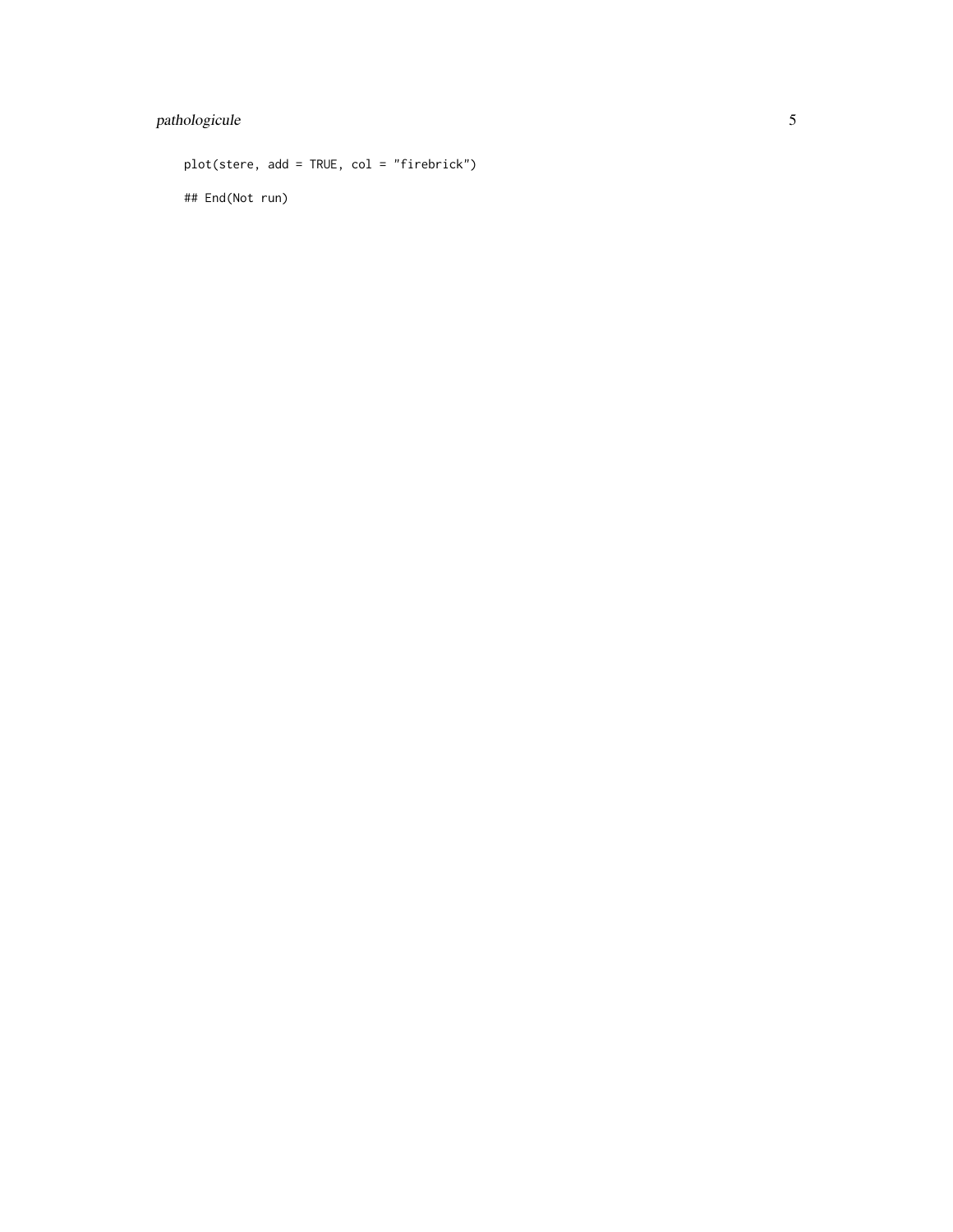```
plot(stere, add = TRUE, col = "firebrick")

## End(Not run)
```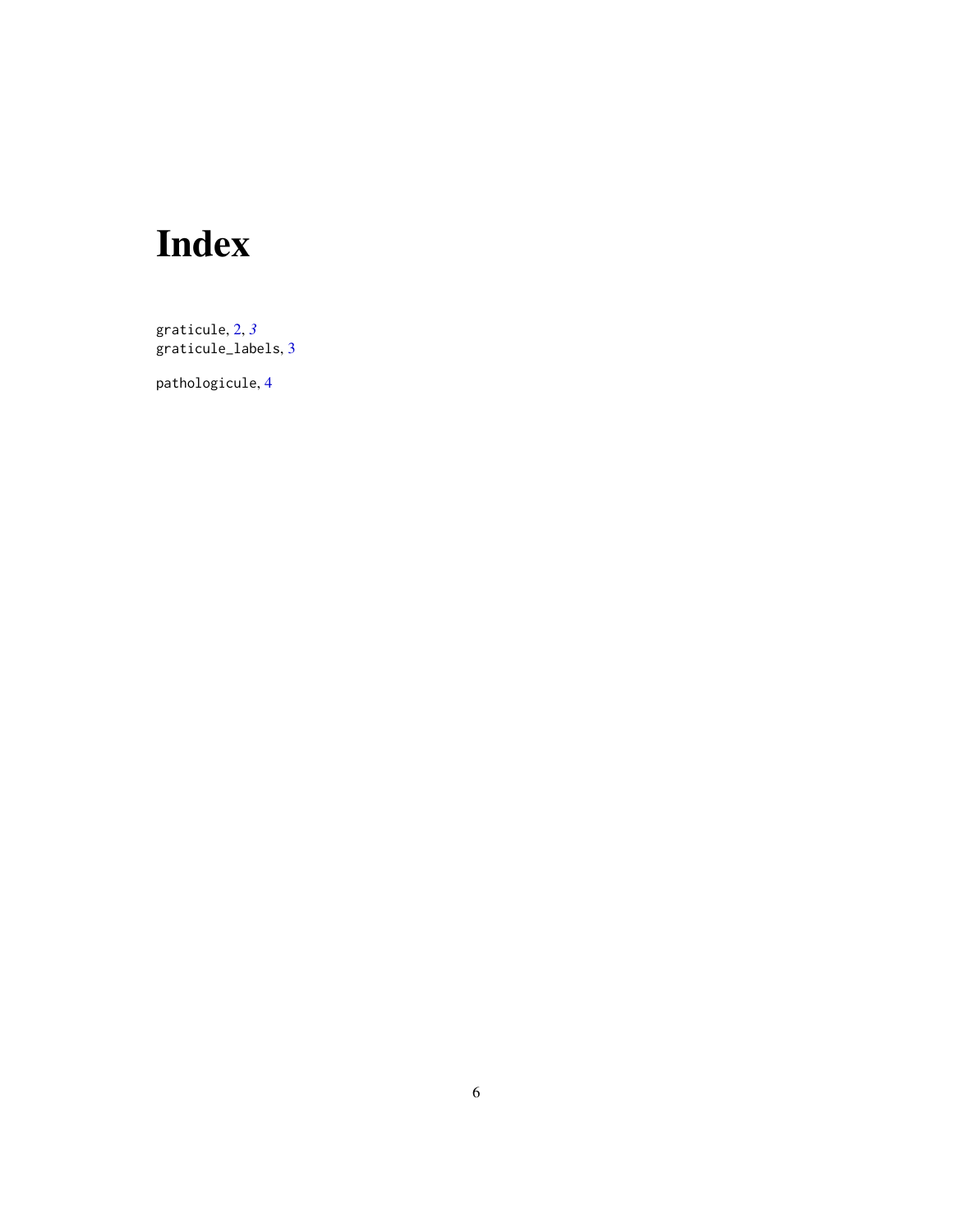# Index

graticule, 2, *3*
graticule_labels, 3

pathologicule, 4